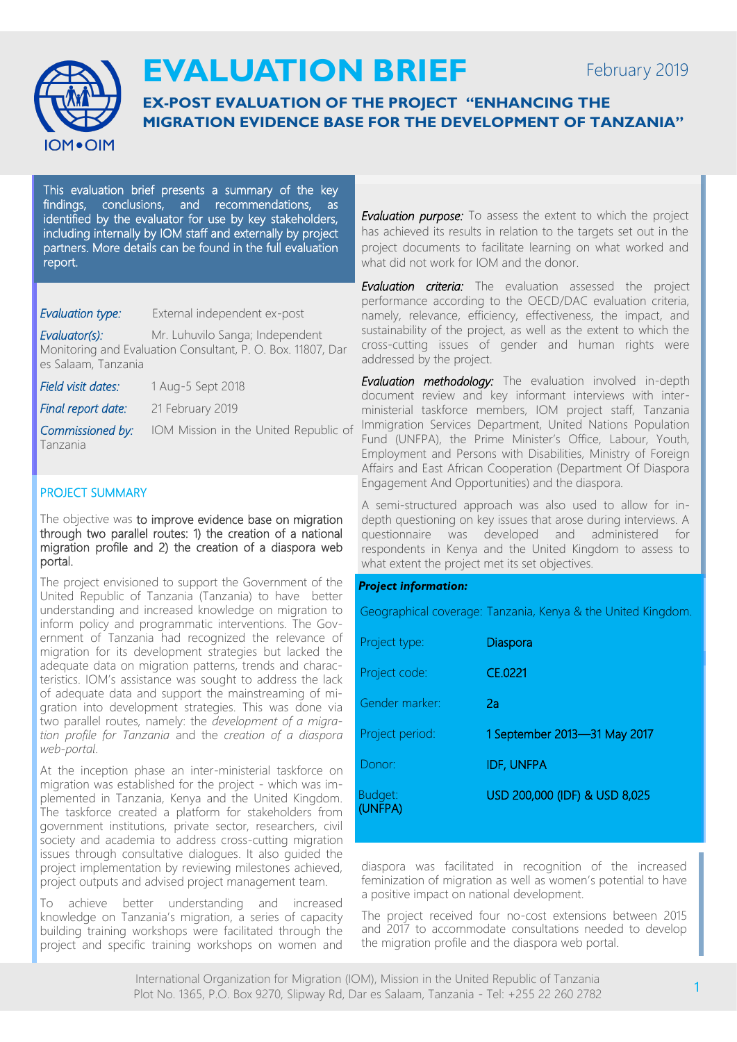# EVALUATION BRIEF

February 2019

## EX-POST EVALUATION OF THE PROJECT "ENHANCING THE MIGRATION EVIDENCE BASE FOR THE DEVELOPMENT OF TANZANIA"

This evaluation brief presents a summary of the key findings, conclusions, and recommendations, as identified by the evaluator for use by key stakeholders, including internally by IOM staff and externally by project partners. More details can be found in the full evaluation report.

*Evaluation type:* External independent ex-post

*Evaluator(s):* Mr. Luhuvilo Sanga; Independent Monitoring and Evaluation Consultant, P. O. Box. 11807, Dar es Salaam, Tanzania

*Field visit dates:* 1 Aug-5 Sept 2018

*Final report date:* 21 February 2019

*Commissioned by:* IOM Mission in the United Republic of Tanzania

### PROJECT SUMMARY

The objective was **to improve evidence base on migration through two parallel routes: 1) the creation of a national migration profile and 2) the creation of a diaspora web portal.**

The project envisioned to support the Government of the United Republic of Tanzania (Tanzania) to have better understanding and increased knowledge on migration to inform policy and programmatic interventions. The Government of Tanzania had recognized the relevance of migration for its development strategies but lacked the adequate data on migration patterns, trends and characteristics. IOM's assistance was sought to address the lack of adequate data and support the mainstreaming of migration into development strategies. This was done via two parallel routes, namely: the *development of a migration profile for Tanzania* and the *creation of a diaspora web-portal*.

At the inception phase an inter-ministerial taskforce on migration was established for the project - which was implemented in Tanzania, Kenya and the United Kingdom. The taskforce created a platform for stakeholders from government institutions, private sector, researchers, civil society and academia to address cross-cutting migration issues through consultative dialogues. It also guided the project implementation by reviewing milestones achieved, project outputs and advised project management team.

To achieve better understanding and increased knowledge on Tanzania's migration, a series of capacity building training workshops were facilitated through the project and specific training workshops on women and diaspora was facilitated in recognition of the increased feminization of migration as well as women's potential to have a positive impact on national development.

The project received four no-cost extensions between 2015 and 2017 to accommodate consultations needed to develop the migration profile and the diaspora web portal.

*Evaluation purpose:* To assess the extent to which the project has achieved its results in relation to the targets set out in the project documents to facilitate learning on what worked and what did not work for IOM and the donor.

*Evaluation criteria:* The evaluation assessed the project performance according to the OECD/DAC evaluation criteria, namely, relevance, efficiency, effectiveness, the impact, and sustainability of the project, as well as the extent to which the cross-cutting issues of gender and human rights were addressed by the project.

*Evaluation methodology:* The evaluation involved in-depth document review and key informant interviews with inter-ministerial taskforce members, IOM project staff, Tanzania Immigration Services Department, United Nations Population Fund (UNFPA), the Prime Minister's Office, Labour, Youth, Employment and Persons with Disabilities, Ministry of Foreign Affairs and East African Cooperation (Department Of Diaspora Engagement And Opportunities) and the diaspora.

A semi-structured approach was also used to allow for in-depth questioning on key issues that arose during interviews. A questionnaire was developed and administered for respondents in Kenya and the United Kingdom to assess to what extent the project met its set objectives.

**Project information:**

Geographical coverage: Tanzania, Kenya & the United Kingdom.

| | |
|---|---|
| Project type: | Diaspora |
| Project code: | CE.0221 |
| Gender marker: | 2a |
| Project period: | 1 September 2013—31 May 2017 |
| Donor: | IDF, UNFPA |
| Budget: | USD 200,000 (IDF) & USD 8,025 (UNFPA) |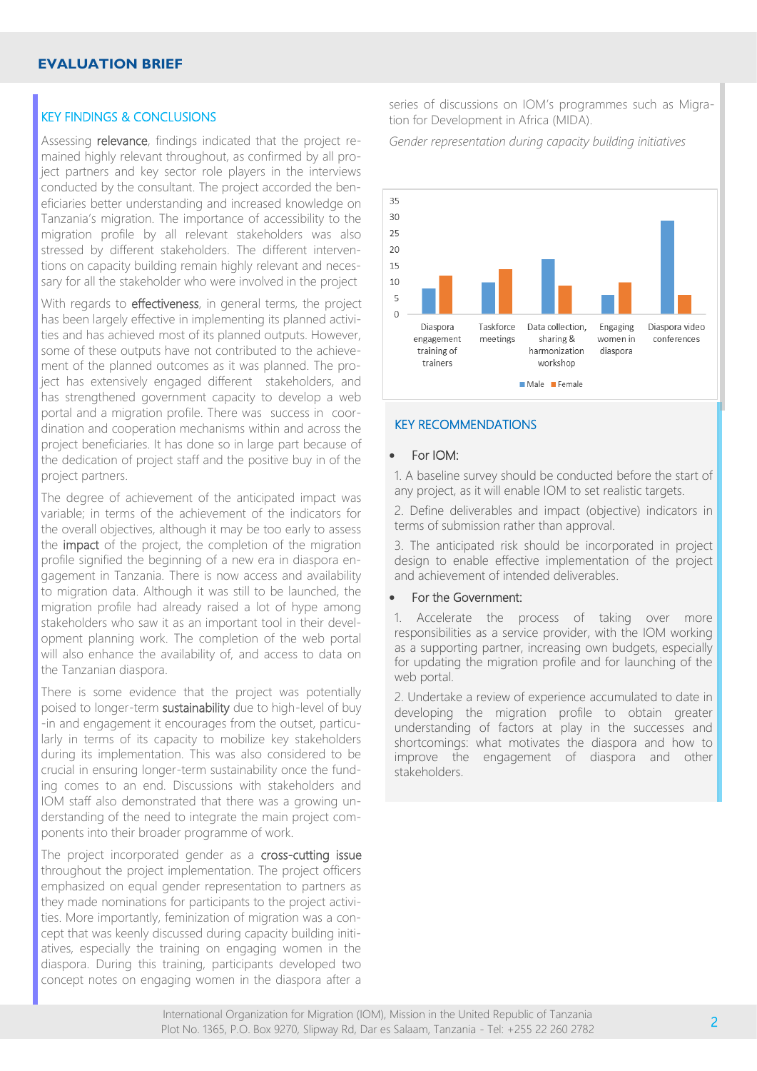## KEY FINDINGS & CONCLUSIONS

Assessing **relevance**, findings indicated that the project remained highly relevant throughout, as confirmed by all project partners and key sector role players in the interviews conducted by the consultant. The project accorded the beneficiaries better understanding and increased knowledge on Tanzania's migration. The importance of accessibility to the migration profile by all relevant stakeholders was also stressed by different stakeholders. The different interventions on capacity building remain highly relevant and necessary for all the stakeholder who were involved in the project

With regards to **effectiveness**, in general terms, the project has been largely effective in implementing its planned activities and has achieved most of its planned outputs. However, some of these outputs have not contributed to the achievement of the planned outcomes as it was planned. The project has extensively engaged different stakeholders, and has strengthened government capacity to develop a web portal and a migration profile. There was success in coordination and cooperation mechanisms within and across the project beneficiaries. It has done so in large part because of the dedication of project staff and the positive buy in of the project partners.

The degree of achievement of the anticipated impact was variable; in terms of the achievement of the indicators for the overall objectives, although it may be too early to assess the **impact** of the project, the completion of the migration profile signified the beginning of a new era in diaspora engagement in Tanzania. There is now access and availability to migration data. Although it was still to be launched, the migration profile had already raised a lot of hype among stakeholders who saw it as an important tool in their development planning work. The completion of the web portal will also enhance the availability of, and access to data on the Tanzanian diaspora.

There is some evidence that the project was potentially poised to longer-term **sustainability** due to high-level of buy-in and engagement it encourages from the outset, particularly in terms of its capacity to mobilize key stakeholders during its implementation. This was also considered to be crucial in ensuring longer-term sustainability once the funding comes to an end. Discussions with stakeholders and IOM staff also demonstrated that there was a growing understanding of the need to integrate the main project components into their broader programme of work.

The project incorporated gender as a **cross-cutting issue** throughout the project implementation. The project officers emphasized on equal gender representation to partners as they made nominations for participants to the project activities. More importantly, feminization of migration was a concept that was keenly discussed during capacity building initiatives, especially the training on engaging women in the diaspora. During this training, participants developed two concept notes on engaging women in the diaspora after a series of discussions on IOM's programmes such as Migration for Development in Africa (MIDA).

*Gender representation during capacity building initiatives*

35
30
25
20
15
10
5
0

Diaspora engagement training of trainers
Taskforce meetings
Data collection, sharing & harmonization workshop
Engaging women in diaspora
Diaspora video conferences

Male
Female

## KEY RECOMMENDATIONS

- For IOM:

1. A baseline survey should be conducted before the start of any project, as it will enable IOM to set realistic targets.

2. Define deliverables and impact (objective) indicators in terms of submission rather than approval.

3. The anticipated risk should be incorporated in project design to enable effective implementation of the project and achievement of intended deliverables.

- For the Government:

1. Accelerate the process of taking over more responsibilities as a service provider, with the IOM working as a supporting partner, increasing own budgets, especially for updating the migration profile and for launching of the web portal.

2. Undertake a review of experience accumulated to date in developing the migration profile to obtain greater understanding of factors at play in the successes and shortcomings: what motivates the diaspora and how to improve the engagement of diaspora and other stakeholders.